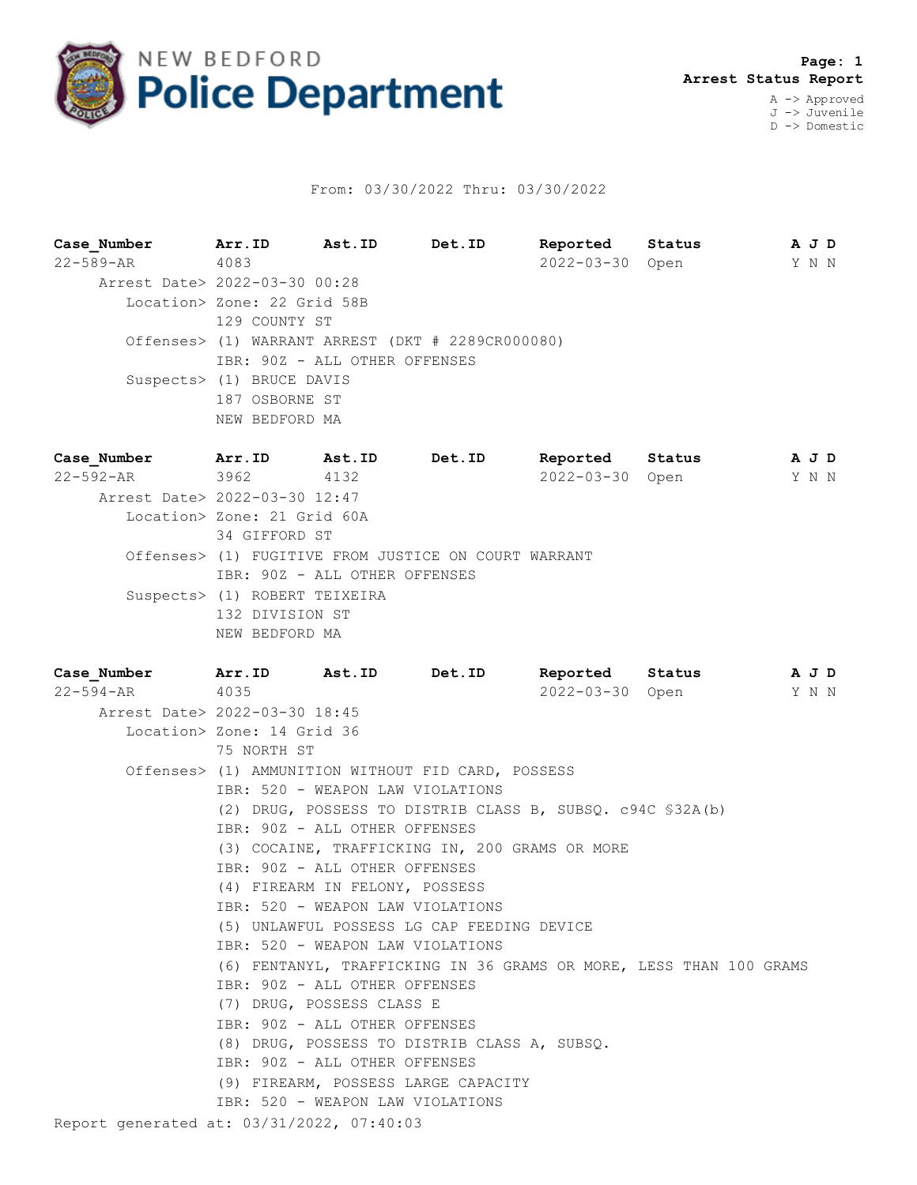# NEW BEDFORD Police Department

**Arrest Status Report**

A -> Approved
J -> Juvenile
D -> Domestic

From: 03/30/2022 Thru: 03/30/2022

| Case_Number | Arr.ID | Ast.ID | Det.ID | Reported | Status | A | J | D |
|---|---|---|---|---|---|---|---|---|
| 22-589-AR | 4083 | | | 2022-03-30 | Open | Y | N | N |

Arrest Date> 2022-03-30 00:28
Location> Zone: 22 Grid 58B
129 COUNTY ST
Offenses> (1) WARRANT ARREST (DKT # 2289CR000080)
IBR: 90Z - ALL OTHER OFFENSES
Suspects> (1) BRUCE DAVIS
187 OSBORNE ST
NEW BEDFORD MA

| Case_Number | Arr.ID | Ast.ID | Det.ID | Reported | Status | A | J | D |
|---|---|---|---|---|---|---|---|---|
| 22-592-AR | 3962 | 4132 | | 2022-03-30 | Open | Y | N | N |

Arrest Date> 2022-03-30 12:47
Location> Zone: 21 Grid 60A
34 GIFFORD ST
Offenses> (1) FUGITIVE FROM JUSTICE ON COURT WARRANT
IBR: 90Z - ALL OTHER OFFENSES
Suspects> (1) ROBERT TEIXEIRA
132 DIVISION ST
NEW BEDFORD MA

| Case_Number | Arr.ID | Ast.ID | Det.ID | Reported | Status | A | J | D |
|---|---|---|---|---|---|---|---|---|
| 22-594-AR | 4035 | | | 2022-03-30 | Open | Y | N | N |

Arrest Date> 2022-03-30 18:45
Location> Zone: 14 Grid 36
75 NORTH ST
Offenses> (1) AMMUNITION WITHOUT FID CARD, POSSESS
IBR: 520 - WEAPON LAW VIOLATIONS
(2) DRUG, POSSESS TO DISTRIB CLASS B, SUBSQ. c94C §32A(b)
IBR: 90Z - ALL OTHER OFFENSES
(3) COCAINE, TRAFFICKING IN, 200 GRAMS OR MORE
IBR: 90Z - ALL OTHER OFFENSES
(4) FIREARM IN FELONY, POSSESS
IBR: 520 - WEAPON LAW VIOLATIONS
(5) UNLAWFUL POSSESS LG CAP FEEDING DEVICE
IBR: 520 - WEAPON LAW VIOLATIONS
(6) FENTANYL, TRAFFICKING IN 36 GRAMS OR MORE, LESS THAN 100 GRAMS
IBR: 90Z - ALL OTHER OFFENSES
(7) DRUG, POSSESS CLASS E
IBR: 90Z - ALL OTHER OFFENSES
(8) DRUG, POSSESS TO DISTRIB CLASS A, SUBSQ.
IBR: 90Z - ALL OTHER OFFENSES
(9) FIREARM, POSSESS LARGE CAPACITY
IBR: 520 - WEAPON LAW VIOLATIONS

Report generated at: 03/31/2022, 07:40:03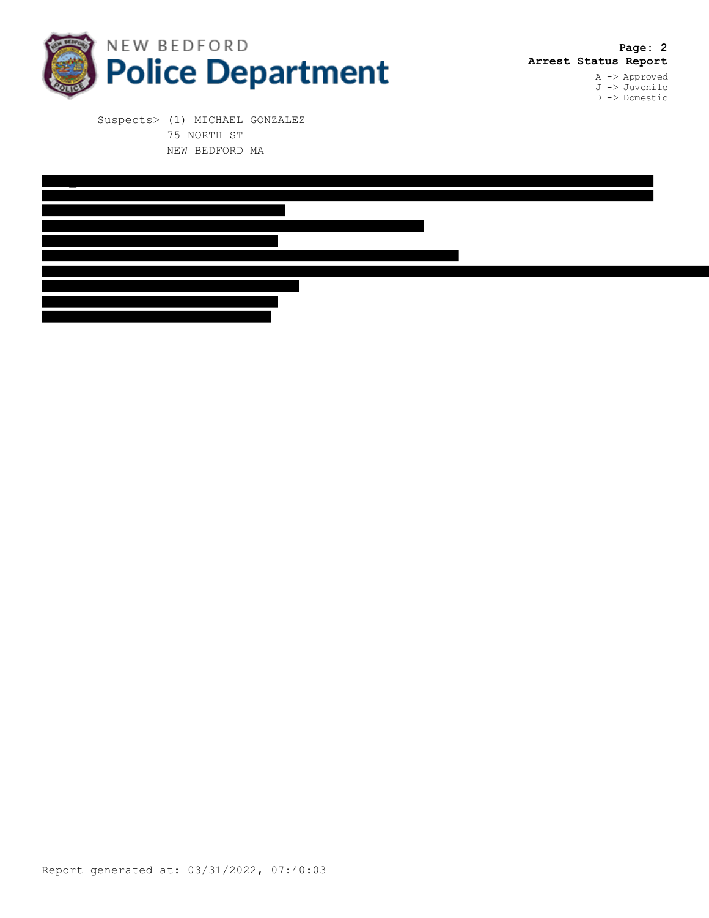**Arrest Status Report**

A -> Approved
J -> Juvenile
D -> Domestic

Suspects> (1) MICHAEL GONZALEZ
75 NORTH ST
NEW BEDFORD MA

Report generated at: 03/31/2022, 07:40:03